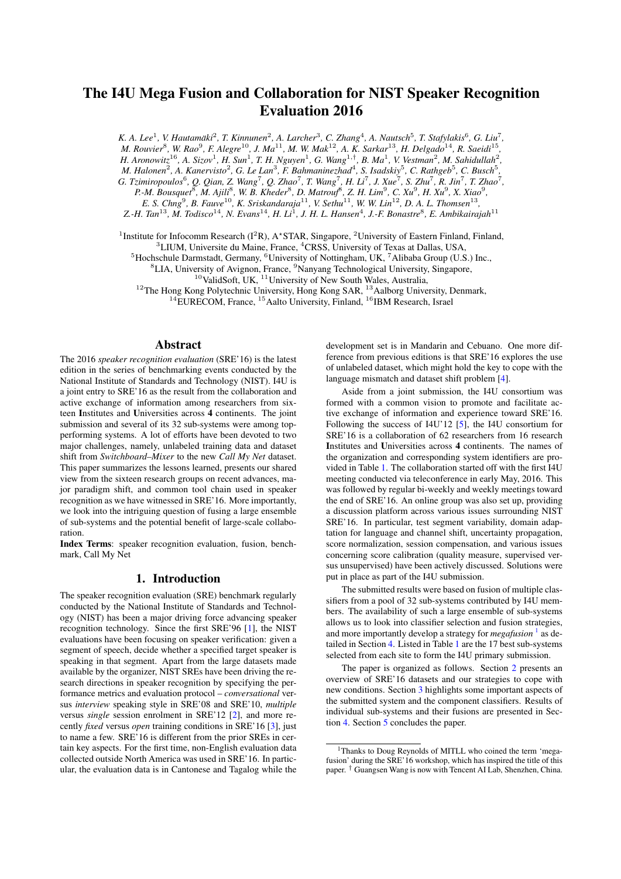# The I4U Mega Fusion and Collaboration for NIST Speaker Recognition Evaluation 2016

*K. A. Lee[1], V. Hautamäki[2], T. Kinnunen[2], A. Larcher[3], C. Zhang[4], A. Nautsch[5], T. Stafylakis[6], G. Liu[7], M. Rouvier[8], W. Rao[9], F. Alegre[10], J. Ma[11], M. W. Mak[12], A. K. Sarkar[13], H. Delgado[14], R. Saeidi[15], H. Aronowitz[16], A. Sizov[1], H. Sun[1], T. H. Nguyen[1], G. Wang[1,†], B. Ma[1], V. Vestman[2], M. Sahidullah[2], M. Halonen[2], A. Kanervisto[2], G. Le Lan[3], F. Bahmaninezhad[4], S. Isadskiy[5], C. Rathgeb[5], C. Busch[5], G. Tzimiropoulos[6], Q. Qian, Z. Wang[7], Q. Zhao[7], T. Wang[7], H. Li[7], J. Xue[7], S. Zhu[7], R. Jin[7], T. Zhao[7], P.-M. Bousquet[8], M. Ajili[8], W. B. Kheder[8], D. Matrouf[8], Z. H. Lim[9], C. Xu[9], H. Xu[9], X. Xiao[9], E. S. Chng[9], B. Fauve[10], K. Sriskandaraja[11], V. Sethu[11], W. W. Lin[12], D. A. L. Thomsen[13], Z.-H. Tan[13], M. Todisco[14], N. Evans[14], H. Li[1], J. H. L. Hansen[4], J.-F. Bonastre[8], E. Ambikairajah[11]*

[1]Institute for Infocomm Research (I[2]R), A*STAR, Singapore, [2]University of Eastern Finland, Finland, [3]LIUM, Universite du Maine, France, [4]CRSS, University of Texas at Dallas, USA, [5]Hochschule Darmstadt, Germany, [6]University of Nottingham, UK, [7]Alibaba Group (U.S.) Inc., [8]LIA, University of Avignon, France, [9]Nanyang Technological University, Singapore, [10]ValidSoft, UK, [11]University of New South Wales, Australia, [12]The Hong Kong Polytechnic University, Hong Kong SAR, [13]Aalborg University, Denmark, [14]EURECOM, France, [15]Aalto University, Finland, [16]IBM Research, Israel

## Abstract

The 2016 *speaker recognition evaluation* (SRE'16) is the latest edition in the series of benchmarking events conducted by the National Institute of Standards and Technology (NIST). I4U is a joint entry to SRE'16 as the result from the collaboration and active exchange of information among researchers from sixteen **I**nstitutes and **U**niversities across **4** continents. The joint submission and several of its 32 sub-systems were among top-performing systems. A lot of efforts have been devoted to two major challenges, namely, unlabeled training data and dataset shift from *Switchboard–Mixer* to the new *Call My Net* dataset. This paper summarizes the lessons learned, presents our shared view from the sixteen research groups on recent advances, major paradigm shift, and common tool chain used in speaker recognition as we have witnessed in SRE'16. More importantly, we look into the intriguing question of fusing a large ensemble of sub-systems and the potential benefit of large-scale collaboration.

**Index Terms**: speaker recognition evaluation, fusion, benchmark, Call My Net

## 1. Introduction

The speaker recognition evaluation (SRE) benchmark regularly conducted by the National Institute of Standards and Technology (NIST) has been a major driving force advancing speaker recognition technology. Since the first SRE'96 [1], the NIST evaluations have been focusing on speaker verification: given a segment of speech, decide whether a specified target speaker is speaking in that segment. Apart from the large datasets made available by the organizer, NIST SREs have been driving the research directions in speaker recognition by specifying the performance metrics and evaluation protocol – *conversational* versus *interview* speaking style in SRE'08 and SRE'10, *multiple* versus *single* session enrolment in SRE'12 [2], and more recently *fixed* versus *open* training conditions in SRE'16 [3], just to name a few. SRE'16 is different from the prior SREs in certain key aspects. For the first time, non-English evaluation data collected outside North America was used in SRE'16. In particular, the evaluation data is in Cantonese and Tagalog while the development set is in Mandarin and Cebuano. One more difference from previous editions is that SRE'16 explores the use of unlabeled dataset, which might hold the key to cope with the language mismatch and dataset shift problem [4].

Aside from a joint submission, the I4U consortium was formed with a common vision to promote and facilitate active exchange of information and experience toward SRE'16. Following the success of I4U'12 [5], the I4U consortium for SRE'16 is a collaboration of 62 researchers from 16 research **I**nstitutes and **U**niversities across **4** continents. The names of the organization and corresponding system identifiers are provided in Table 1. The collaboration started off with the first I4U meeting conducted via teleconference in early May, 2016. This was followed by regular bi-weekly and weekly meetings toward the end of SRE'16. An online group was also set up, providing a discussion platform across various issues surrounding NIST SRE'16. In particular, test segment variability, domain adaptation for language and channel shift, uncertainty propagation, score normalization, session compensation, and various issues concerning score calibration (quality measure, supervised versus unsupervised) have been actively discussed. Solutions were put in place as part of the I4U submission.

The submitted results were based on fusion of multiple classifiers from a pool of 32 sub-systems contributed by I4U members. The availability of such a large ensemble of sub-systems allows us to look into classifier selection and fusion strategies, and more importantly develop a strategy for *megafusion* [1] as detailed in Section 4. Listed in Table 1 are the 17 best sub-systems selected from each site to form the I4U primary submission.

The paper is organized as follows. Section 2 presents an overview of SRE'16 datasets and our strategies to cope with new conditions. Section 3 highlights some important aspects of the submitted system and the component classifiers. Results of individual sub-systems and their fusions are presented in Section 4. Section 5 concludes the paper.

[1]Thanks to Doug Reynolds of MITLL who coined the term 'megafusion' during the SRE'16 workshop, which has inspired the title of this paper. [†] Guangsen Wang is now with Tencent AI Lab, Shenzhen, China.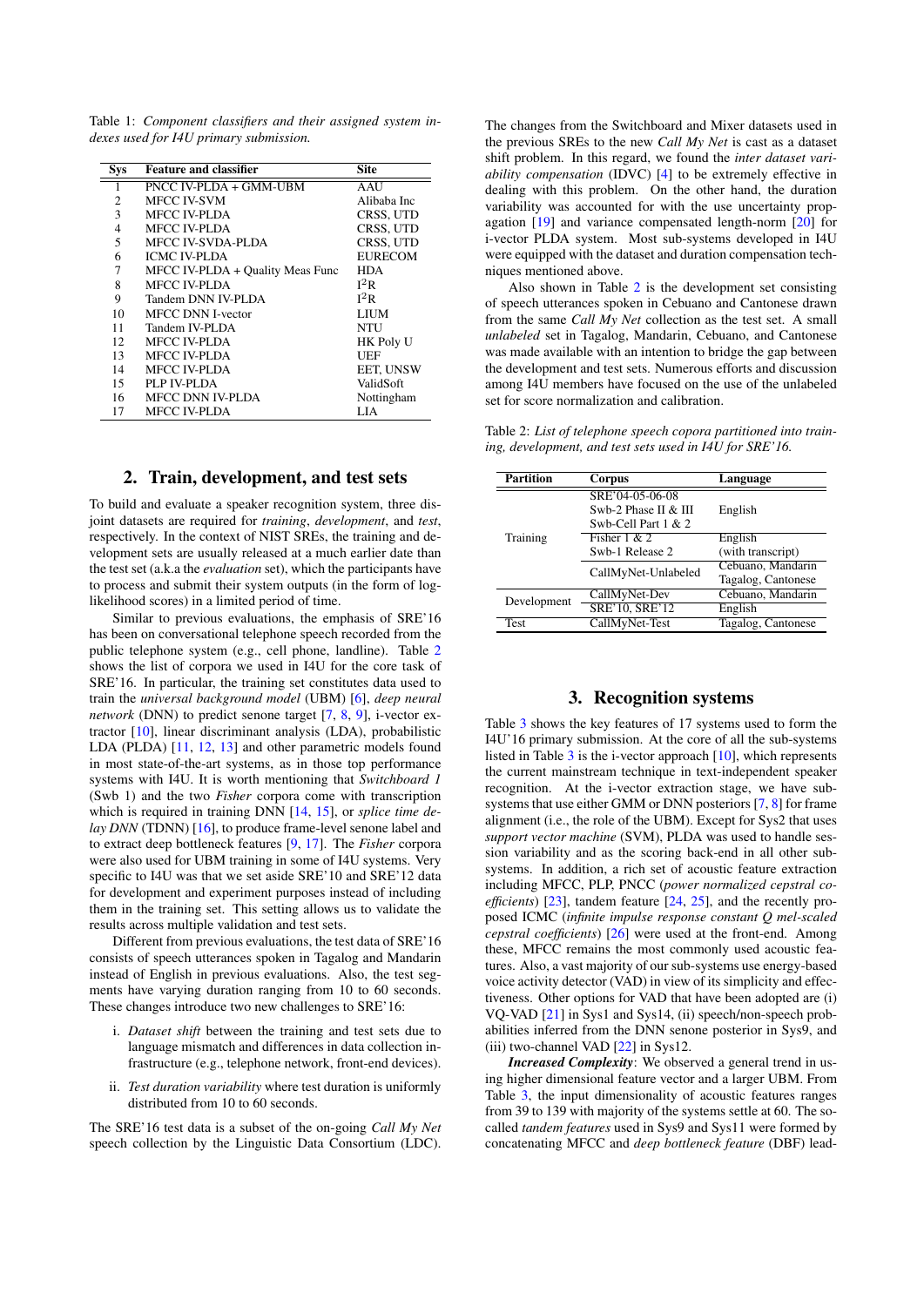Table 1: *Component classifiers and their assigned system indexes used for I4U primary submission.*

| Sys | Feature and classifier | Site |
|---|---|---|
| 1 | PNCC IV-PLDA + GMM-UBM | AAU |
| 2 | MFCC IV-SVM | Alibaba Inc |
| 3 | MFCC IV-PLDA | CRSS, UTD |
| 4 | MFCC IV-PLDA | CRSS, UTD |
| 5 | MFCC IV-SVDA-PLDA | CRSS, UTD |
| 6 | ICMC IV-PLDA | EURECOM |
| 7 | MFCC IV-PLDA + Quality Meas Func | HDA |
| 8 | MFCC IV-PLDA | $I^2R$ |
| 9 | Tandem DNN IV-PLDA | $I^2R$ |
| 10 | MFCC DNN I-vector | LIUM |
| 11 | Tandem IV-PLDA | NTU |
| 12 | MFCC IV-PLDA | HK Poly U |
| 13 | MFCC IV-PLDA | UEF |
| 14 | MFCC IV-PLDA | EET, UNSW |
| 15 | PLP IV-PLDA | ValidSoft |
| 16 | MFCC DNN IV-PLDA | Nottingham |
| 17 | MFCC IV-PLDA | LIA |

## 2. Train, development, and test sets

To build and evaluate a speaker recognition system, three disjoint datasets are required for *training*, *development*, and *test*, respectively. In the context of NIST SREs, the training and development sets are usually released at a much earlier date than the test set (a.k.a the *evaluation* set), which the participants have to process and submit their system outputs (in the form of log-likelihood scores) in a limited period of time.

Similar to previous evaluations, the emphasis of SRE'16 has been on conversational telephone speech recorded from the public telephone system (e.g., cell phone, landline). Table 2 shows the list of corpora we used in I4U for the core task of SRE'16. In particular, the training set constitutes data used to train the *universal background model* (UBM) [6], *deep neural network* (DNN) to predict senone target [7, 8, 9], i-vector extractor [10], linear discriminant analysis (LDA), probabilistic LDA (PLDA) [11, 12, 13] and other parametric models found in most state-of-the-art systems, as in those top performance systems with I4U. It is worth mentioning that *Switchboard 1* (Swb 1) and the two *Fisher* corpora come with transcription which is required in training DNN [14, 15], or *splice time delay DNN* (TDNN) [16], to produce frame-level senone label and to extract deep bottleneck features [9, 17]. The *Fisher* corpora were also used for UBM training in some of I4U systems. Very specific to I4U was that we set aside SRE'10 and SRE'12 data for development and experiment purposes instead of including them in the training set. This setting allows us to validate the results across multiple validation and test sets.

Different from previous evaluations, the test data of SRE'16 consists of speech utterances spoken in Tagalog and Mandarin instead of English in previous evaluations. Also, the test segments have varying duration ranging from 10 to 60 seconds. These changes introduce two new challenges to SRE'16:

i. *Dataset shift* between the training and test sets due to language mismatch and differences in data collection infrastructure (e.g., telephone network, front-end devices).

ii. *Test duration variability* where test duration is uniformly distributed from 10 to 60 seconds.

The SRE'16 test data is a subset of the on-going *Call My Net* speech collection by the Linguistic Data Consortium (LDC). The changes from the Switchboard and Mixer datasets used in the previous SREs to the new *Call My Net* is cast as a dataset shift problem. In this regard, we found the *inter dataset variability compensation* (IDVC) [4] to be extremely effective in dealing with this problem. On the other hand, the duration variability was accounted for with the use uncertainty propagation [19] and variance compensated length-norm [20] for i-vector PLDA system. Most sub-systems developed in I4U were equipped with the dataset and duration compensation techniques mentioned above.

Also shown in Table 2 is the development set consisting of speech utterances spoken in Cebuano and Cantonese drawn from the same *Call My Net* collection as the test set. A small *unlabeled* set in Tagalog, Mandarin, Cebuano, and Cantonese was made available with an intention to bridge the gap between the development and test sets. Numerous efforts and discussion among I4U members have focused on the use of the unlabeled set for score normalization and calibration.

Table 2: *List of telephone speech copora partitioned into training, development, and test sets used in I4U for SRE'16.*

| Partition | Corpus | Language |
|---|---|---|
| Training | SRE'04-05-06-08<br>Swb-2 Phase II & III<br>Swb-Cell Part 1 & 2 | English |
| | Fisher 1 & 2<br>Swb-1 Release 2 | English<br>(with transcript) |
| | CallMyNet-Unlabeled | Cebuano, Mandarin<br>Tagalog, Cantonese |
| Development | CallMyNet-Dev | Cebuano, Mandarin |
| | SRE'10, SRE'12 | English |
| Test | CallMyNet-Test | Tagalog, Cantonese |

## 3. Recognition systems

Table 3 shows the key features of 17 systems used to form the I4U'16 primary submission. At the core of all the sub-systems listed in Table 3 is the i-vector approach [10], which represents the current mainstream technique in text-independent speaker recognition. At the i-vector extraction stage, we have sub-systems that use either GMM or DNN posteriors [7, 8] for frame alignment (i.e., the role of the UBM). Except for Sys2 that uses *support vector machine* (SVM), PLDA was used to handle session variability and as the scoring back-end in all other sub-systems. In addition, a rich set of acoustic feature extraction including MFCC, PLP, PNCC (*power normalized cepstral coefficients*) [23], tandem feature [24, 25], and the recently proposed ICMC (*infinite impulse response constant Q mel-scaled cepstral coefficients*) [26] were used at the front-end. Among these, MFCC remains the most commonly used acoustic features. Also, a vast majority of our sub-systems use energy-based voice activity detector (VAD) in view of its simplicity and effectiveness. Other options for VAD that have been adopted are (i) VQ-VAD [21] in Sys1 and Sys14, (ii) speech/non-speech probabilities inferred from the DNN senone posterior in Sys9, and (iii) two-channel VAD [22] in Sys12.

***Increased Complexity***: We observed a general trend in using higher dimensional feature vector and a larger UBM. From Table 3, the input dimensionality of acoustic features ranges from 39 to 139 with majority of the systems settle at 60. The so-called *tandem features* used in Sys9 and Sys11 were formed by concatenating MFCC and *deep bottleneck feature* (DBF) lead-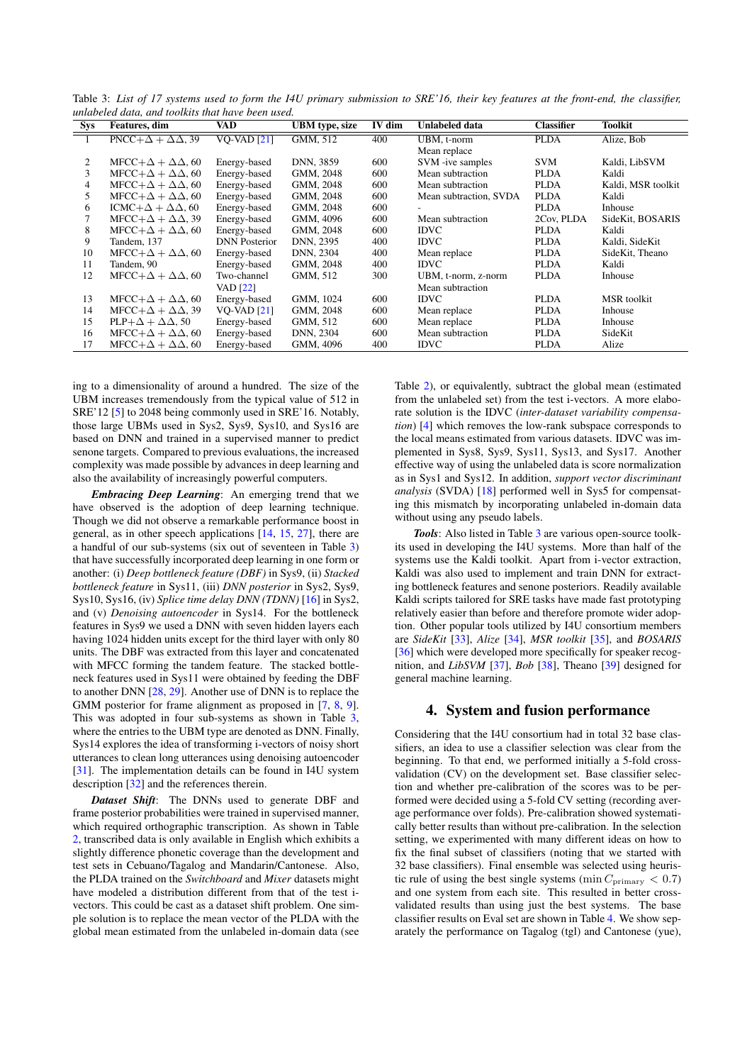Table 3: *List of 17 systems used to form the I4U primary submission to SRE'16, their key features at the front-end, the classifier, unlabeled data, and toolkits that have been used.*

| Sys | Features, dim | VAD | UBM type, size | IV dim | Unlabeled data | Classifier | Toolkit |
|---|---|---|---|---|---|---|---|
| 1 | PNCC+$\Delta + \Delta\Delta$, 39 | VQ-VAD [21] | GMM, 512 | 400 | UBM, t-norm<br>Mean replace | PLDA | Alize, Bob |
| 2 | MFCC+$\Delta + \Delta\Delta$, 60 | Energy-based | DNN, 3859 | 600 | SVM -ive samples | SVM | Kaldi, LibSVM |
| 3 | MFCC+$\Delta + \Delta\Delta$, 60 | Energy-based | GMM, 2048 | 600 | Mean subtraction | PLDA | Kaldi |
| 4 | MFCC+$\Delta + \Delta\Delta$, 60 | Energy-based | GMM, 2048 | 600 | Mean subtraction | PLDA | Kaldi, MSR toolkit |
| 5 | MFCC+$\Delta + \Delta\Delta$, 60 | Energy-based | GMM, 2048 | 600 | Mean subtraction, SVDA | PLDA | Kaldi |
| 6 | ICMC+$\Delta + \Delta\Delta$, 60 | Energy-based | GMM, 2048 | 600 | - | PLDA | Inhouse |
| 7 | MFCC+$\Delta + \Delta\Delta$, 39 | Energy-based | GMM, 4096 | 600 | Mean subtraction | 2Cov, PLDA | SideKit, BOSARIS |
| 8 | MFCC+$\Delta + \Delta\Delta$, 60 | Energy-based | GMM, 2048 | 600 | IDVC | PLDA | Kaldi |
| 9 | Tandem, 137 | DNN Posterior | DNN, 2395 | 400 | IDVC | PLDA | Kaldi, SideKit |
| 10 | MFCC+$\Delta + \Delta\Delta$, 60 | Energy-based | DNN, 2304 | 400 | Mean replace | PLDA | SideKit, Theano |
| 11 | Tandem, 90 | Energy-based | GMM, 2048 | 400 | IDVC | PLDA | Kaldi |
| 12 | MFCC+$\Delta + \Delta\Delta$, 60 | Two-channel<br>VAD [22] | GMM, 512 | 300 | UBM, t-norm, z-norm<br>Mean subtraction | PLDA | Inhouse |
| 13 | MFCC+$\Delta + \Delta\Delta$, 60 | Energy-based | GMM, 1024 | 600 | IDVC | PLDA | MSR toolkit |
| 14 | MFCC+$\Delta + \Delta\Delta$, 39 | VQ-VAD [21] | GMM, 2048 | 600 | Mean replace | PLDA | Inhouse |
| 15 | PLP+$\Delta + \Delta\Delta$, 50 | Energy-based | GMM, 512 | 600 | Mean replace | PLDA | Inhouse |
| 16 | MFCC+$\Delta + \Delta\Delta$, 60 | Energy-based | DNN, 2304 | 600 | Mean subtraction | PLDA | SideKit |
| 17 | MFCC+$\Delta + \Delta\Delta$, 60 | Energy-based | GMM, 4096 | 400 | IDVC | PLDA | Alize |

ing to a dimensionality of around a hundred. The size of the UBM increases tremendously from the typical value of 512 in SRE'12 [5] to 2048 being commonly used in SRE'16. Notably, those large UBMs used in Sys2, Sys9, Sys10, and Sys16 are based on DNN and trained in a supervised manner to predict senone targets. Compared to previous evaluations, the increased complexity was made possible by advances in deep learning and also the availability of increasingly powerful computers.

***Embracing Deep Learning***: An emerging trend that we have observed is the adoption of deep learning technique. Though we did not observe a remarkable performance boost in general, as in other speech applications [14, 15, 27], there are a handful of our sub-systems (six out of seventeen in Table 3) that have successfully incorporated deep learning in one form or another: (i) *Deep bottleneck feature (DBF)* in Sys9, (ii) *Stacked bottleneck feature* in Sys11, (iii) *DNN posterior* in Sys2, Sys9, Sys10, Sys16, (iv) *Splice time delay DNN (TDNN)* [16] in Sys2, and (v) *Denoising autoencoder* in Sys14. For the bottleneck features in Sys9 we used a DNN with seven hidden layers each having 1024 hidden units except for the third layer with only 80 units. The DBF was extracted from this layer and concatenated with MFCC forming the tandem feature. The stacked bottleneck features used in Sys11 were obtained by feeding the DBF to another DNN [28, 29]. Another use of DNN is to replace the GMM posterior for frame alignment as proposed in [7, 8, 9]. This was adopted in four sub-systems as shown in Table 3, where the entries to the UBM type are denoted as DNN. Finally, Sys14 explores the idea of transforming i-vectors of noisy short utterances to clean long utterances using denoising autoencoder [31]. The implementation details can be found in I4U system description [32] and the references therein.

***Dataset Shift***: The DNNs used to generate DBF and frame posterior probabilities were trained in supervised manner, which required orthographic transcription. As shown in Table 2, transcribed data is only available in English which exhibits a slightly difference phonetic coverage than the development and test sets in Cebuano/Tagalog and Mandarin/Cantonese. Also, the PLDA trained on the *Switchboard* and *Mixer* datasets might have modeled a distribution different from that of the test i-vectors. This could be cast as a dataset shift problem. One simple solution is to replace the mean vector of the PLDA with the global mean estimated from the unlabeled in-domain data (see Table 2), or equivalently, subtract the global mean (estimated from the unlabeled set) from the test i-vectors. A more elaborate solution is the IDVC (*inter-dataset variability compensation*) [4] which removes the low-rank subspace corresponds to the local means estimated from various datasets. IDVC was implemented in Sys8, Sys9, Sys11, Sys13, and Sys17. Another effective way of using the unlabeled data is score normalization as in Sys1 and Sys12. In addition, *support vector discriminant analysis* (SVDA) [18] performed well in Sys5 for compensating this mismatch by incorporating unlabeled in-domain data without using any pseudo labels.

***Tools***: Also listed in Table 3 are various open-source toolkits used in developing the I4U systems. More than half of the systems use the Kaldi toolkit. Apart from i-vector extraction, Kaldi was also used to implement and train DNN for extracting bottleneck features and senone posteriors. Readily available Kaldi scripts tailored for SRE tasks have made fast prototyping relatively easier than before and therefore promote wider adoption. Other popular tools utilized by I4U consortium members are *SideKit* [33], *Alize* [34], *MSR toolkit* [35], and *BOSARIS* [36] which were developed more specifically for speaker recognition, and *LibSVM* [37], *Bob* [38], Theano [39] designed for general machine learning.

## 4. System and fusion performance

Considering that the I4U consortium had in total 32 base classifiers, an idea to use a classifier selection was clear from the beginning. To that end, we performed initially a 5-fold cross-validation (CV) on the development set. Base classifier selection and whether pre-calibration of the scores was to be performed were decided using a 5-fold CV setting (recording average performance over folds). Pre-calibration showed systematically better results than without pre-calibration. In the selection setting, we experimented with many different ideas on how to fix the final subset of classifiers (noting that we started with 32 base classifiers). Final ensemble was selected using heuristic rule of using the best single systems ($\min C_{\text{primary}} < 0.7$) and one system from each site. This resulted in better cross-validated results than using just the best systems. The base classifier results on Eval set are shown in Table 4. We show separately the performance on Tagalog (tgl) and Cantonese (yue),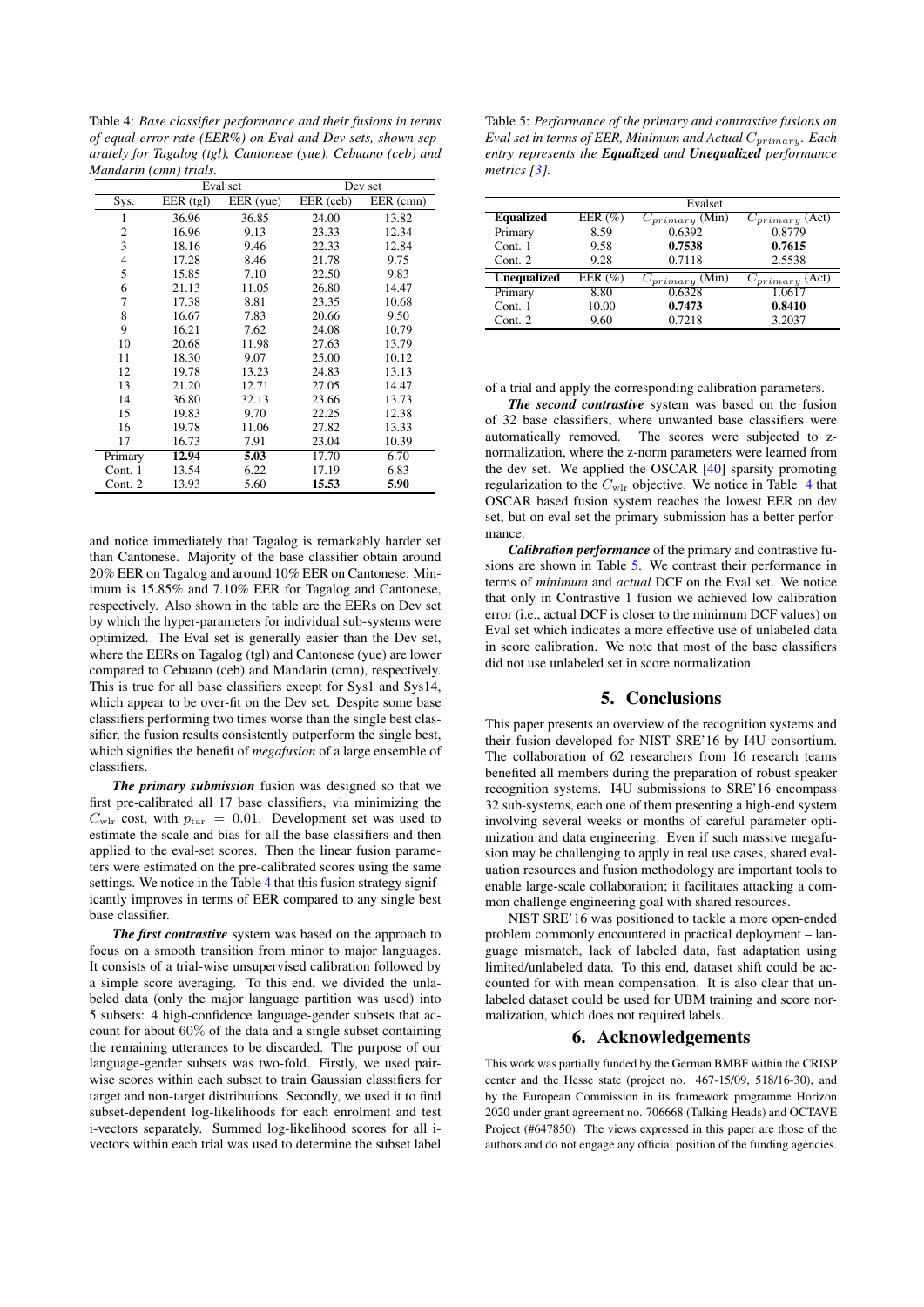Table 4: *Base classifier performance and their fusions in terms of equal-error-rate (EER%) on Eval and Dev sets, shown separately for Tagalog (tgl), Cantonese (yue), Cebuano (ceb) and Mandarin (cmn) trials.*

| | Eval set | | Dev set | |
|---|---|---|---|---|
| Sys. | EER (tgl) | EER (yue) | EER (ceb) | EER (cmn) |
| 1 | 36.96 | 36.85 | 24.00 | 13.82 |
| 2 | 16.96 | 9.13 | 23.33 | 12.34 |
| 3 | 18.16 | 9.46 | 22.33 | 12.84 |
| 4 | 17.28 | 8.46 | 21.78 | 9.75 |
| 5 | 15.85 | 7.10 | 22.50 | 9.83 |
| 6 | 21.13 | 11.05 | 26.80 | 14.47 |
| 7 | 17.38 | 8.81 | 23.35 | 10.68 |
| 8 | 16.67 | 7.83 | 20.66 | 9.50 |
| 9 | 16.21 | 7.62 | 24.08 | 10.79 |
| 10 | 20.68 | 11.98 | 27.63 | 13.79 |
| 11 | 18.30 | 9.07 | 25.00 | 10.12 |
| 12 | 19.78 | 13.23 | 24.83 | 13.13 |
| 13 | 21.20 | 12.71 | 27.05 | 14.47 |
| 14 | 36.80 | 32.13 | 23.66 | 13.73 |
| 15 | 19.83 | 9.70 | 22.25 | 12.38 |
| 16 | 19.78 | 11.06 | 27.82 | 13.33 |
| 17 | 16.73 | 7.91 | 23.04 | 10.39 |
| Primary | **12.94** | **5.03** | 17.70 | 6.70 |
| Cont. 1 | 13.54 | 6.22 | 17.19 | 6.83 |
| Cont. 2 | 13.93 | 5.60 | **15.53** | **5.90** |

and notice immediately that Tagalog is remarkably harder set than Cantonese. Majority of the base classifier obtain around 20% EER on Tagalog and around 10% EER on Cantonese. Minimum is 15.85% and 7.10% EER for Tagalog and Cantonese, respectively. Also shown in the table are the EERs on Dev set by which the hyper-parameters for individual sub-systems were optimized. The Eval set is generally easier than the Dev set, where the EERs on Tagalog (tgl) and Cantonese (yue) are lower compared to Cebuano (ceb) and Mandarin (cmn), respectively. This is true for all base classifiers except for Sys1 and Sys14, which appear to be over-fit on the Dev set. Despite some base classifiers performing two times worse than the single best classifier, the fusion results consistently outperform the single best, which signifies the benefit of *megafusion* of a large ensemble of classifiers.

***The primary submission*** fusion was designed so that we first pre-calibrated all 17 base classifiers, via minimizing the $C_{\mathrm{wlr}}$ cost, with $p_{\mathrm{tar}} = 0.01$. Development set was used to estimate the scale and bias for all the base classifiers and then applied to the eval-set scores. Then the linear fusion parameters were estimated on the pre-calibrated scores using the same settings. We notice in the Table 4 that this fusion strategy significantly improves in terms of EER compared to any single best base classifier.

***The first contrastive*** system was based on the approach to focus on a smooth transition from minor to major languages. It consists of a trial-wise unsupervised calibration followed by a simple score averaging. To this end, we divided the unlabeled data (only the major language partition was used) into 5 subsets: 4 high-confidence language-gender subsets that account for about 60% of the data and a single subset containing the remaining utterances to be discarded. The purpose of our language-gender subsets was two-fold. Firstly, we used pairwise scores within each subset to train Gaussian classifiers for target and non-target distributions. Secondly, we used it to find subset-dependent log-likelihoods for each enrolment and test i-vectors separately. Summed log-likelihood scores for all i-vectors within each trial was used to determine the subset label of a trial and apply the corresponding calibration parameters.

Table 5: *Performance of the primary and contrastive fusions on Eval set in terms of EER, Minimum and Actual $C_{primary}$. Each entry represents the **Equalized** and **Unequalized** performance metrics [3].*

| Evalset | | | |
|---|---|---|---|
| **Equalized** | EER (%) | $C_{primary}$ (Min) | $C_{primary}$ (Act) |
| Primary | 8.59 | 0.6392 | 0.8779 |
| Cont. 1 | 9.58 | **0.7538** | **0.7615** |
| Cont. 2 | 9.28 | 0.7118 | 2.5538 |
| **Unequalized** | EER (%) | $C_{primary}$ (Min) | $C_{primary}$ (Act) |
| Primary | 8.80 | 0.6328 | 1.0617 |
| Cont. 1 | 10.00 | **0.7473** | **0.8410** |
| Cont. 2 | 9.60 | 0.7218 | 3.2037 |

***The second contrastive*** system was based on the fusion of 32 base classifiers, where unwanted base classifiers were automatically removed. The scores were subjected to z-normalization, where the z-norm parameters were learned from the dev set. We applied the OSCAR [40] sparsity promoting regularization to the $C_{\mathrm{wlr}}$ objective. We notice in Table 4 that OSCAR based fusion system reaches the lowest EER on dev set, but on eval set the primary submission has a better performance.

***Calibration performance*** of the primary and contrastive fusions are shown in Table 5. We contrast their performance in terms of *minimum* and *actual* DCF on the Eval set. We notice that only in Contrastive 1 fusion we achieved low calibration error (i.e., actual DCF is closer to the minimum DCF values) on Eval set which indicates a more effective use of unlabeled data in score calibration. We note that most of the base classifiers did not use unlabeled set in score normalization.

## 5. Conclusions

This paper presents an overview of the recognition systems and their fusion developed for NIST SRE'16 by I4U consortium. The collaboration of 62 researchers from 16 research teams benefited all members during the preparation of robust speaker recognition systems. I4U submissions to SRE'16 encompass 32 sub-systems, each one of them presenting a high-end system involving several weeks or months of careful parameter optimization and data engineering. Even if such massive megafusion may be challenging to apply in real use cases, shared evaluation resources and fusion methodology are important tools to enable large-scale collaboration; it facilitates attacking a common challenge engineering goal with shared resources.

NIST SRE'16 was positioned to tackle a more open-ended problem commonly encountered in practical deployment – language mismatch, lack of labeled data, fast adaptation using limited/unlabeled data. To this end, dataset shift could be accounted for with mean compensation. It is also clear that unlabeled dataset could be used for UBM training and score normalization, which does not required labels.

## 6. Acknowledgements

This work was partially funded by the German BMBF within the CRISP center and the Hesse state (project no. 467-15/09, 518/16-30), and by the European Commission in its framework programme Horizon 2020 under grant agreement no. 706668 (Talking Heads) and OCTAVE Project (#647850). The views expressed in this paper are those of the authors and do not engage any official position of the funding agencies.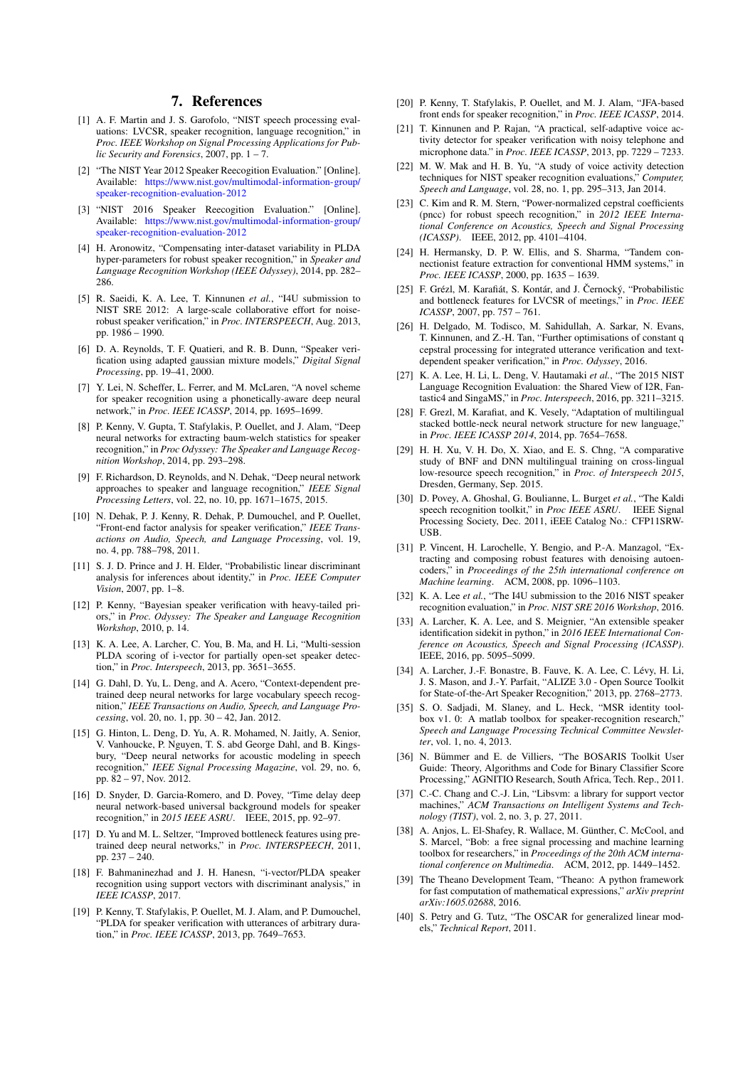## 7. References

[1] A. F. Martin and J. S. Garofolo, "NIST speech processing evaluations: LVCSR, speaker recognition, language recognition," in *Proc. IEEE Workshop on Signal Processing Applications for Public Security and Forensics*, 2007, pp. 1 – 7.

[2] "The NIST Year 2012 Speaker Reecogition Evaluation." [Online]. Available: https://www.nist.gov/multimodal-information-group/speaker-recognition-evaluation-2012

[3] "NIST 2016 Speaker Reecogition Evaluation." [Online]. Available: https://www.nist.gov/multimodal-information-group/speaker-recognition-evaluation-2012

[4] H. Aronowitz, "Compensating inter-dataset variability in PLDA hyper-parameters for robust speaker recognition," in *Speaker and Language Recognition Workshop (IEEE Odyssey)*, 2014, pp. 282–286.

[5] R. Saeidi, K. A. Lee, T. Kinnunen *et al.*, "I4U submission to NIST SRE 2012: A large-scale collaborative effort for noise-robust speaker verification," in *Proc. INTERSPEECH*, Aug. 2013, pp. 1986 – 1990.

[6] D. A. Reynolds, T. F. Quatieri, and R. B. Dunn, "Speaker verification using adapted gaussian mixture models," *Digital Signal Processing*, pp. 19–41, 2000.

[7] Y. Lei, N. Scheffer, L. Ferrer, and M. McLaren, "A novel scheme for speaker recognition using a phonetically-aware deep neural network," in *Proc. IEEE ICASSP*, 2014, pp. 1695–1699.

[8] P. Kenny, V. Gupta, T. Stafylakis, P. Ouellet, and J. Alam, "Deep neural networks for extracting baum-welch statistics for speaker recognition," in *Proc Odyssey: The Speaker and Language Recognition Workshop*, 2014, pp. 293–298.

[9] F. Richardson, D. Reynolds, and N. Dehak, "Deep neural network approaches to speaker and language recognition," *IEEE Signal Processing Letters*, vol. 22, no. 10, pp. 1671–1675, 2015.

[10] N. Dehak, P. J. Kenny, R. Dehak, P. Dumouchel, and P. Ouellet, "Front-end factor analysis for speaker verification," *IEEE Transactions on Audio, Speech, and Language Processing*, vol. 19, no. 4, pp. 788–798, 2011.

[11] S. J. D. Prince and J. H. Elder, "Probabilistic linear discriminant analysis for inferences about identity," in *Proc. IEEE Computer Vision*, 2007, pp. 1–8.

[12] P. Kenny, "Bayesian speaker verification with heavy-tailed priors," in *Proc. Odyssey: The Speaker and Language Recognition Workshop*, 2010, p. 14.

[13] K. A. Lee, A. Larcher, C. You, B. Ma, and H. Li, "Multi-session PLDA scoring of i-vector for partially open-set speaker detection," in *Proc. Interspeech*, 2013, pp. 3651–3655.

[14] G. Dahl, D. Yu, L. Deng, and A. Acero, "Context-dependent pretrained deep neural networks for large vocabulary speech recognition," *IEEE Transactions on Audio, Speech, and Language Processing*, vol. 20, no. 1, pp. 30 – 42, Jan. 2012.

[15] G. Hinton, L. Deng, D. Yu, A. R. Mohamed, N. Jaitly, A. Senior, V. Vanhoucke, P. Nguyen, T. S. abd George Dahl, and B. Kingsbury, "Deep neural networks for acoustic modeling in speech recognition," *IEEE Signal Processing Magazine*, vol. 29, no. 6, pp. 82 – 97, Nov. 2012.

[16] D. Snyder, D. Garcia-Romero, and D. Povey, "Time delay deep neural network-based universal background models for speaker recognition," in *2015 IEEE ASRU*. IEEE, 2015, pp. 92–97.

[17] D. Yu and M. L. Seltzer, "Improved bottleneck features using pretrained deep neural networks," in *Proc. INTERSPEECH*, 2011, pp. 237 – 240.

[18] F. Bahmaninezhad and J. H. Hanesn, "i-vector/PLDA speaker recognition using support vectors with discriminant analysis," in *IEEE ICASSP*, 2017.

[19] P. Kenny, T. Stafylakis, P. Ouellet, M. J. Alam, and P. Dumouchel, "PLDA for speaker verification with utterances of arbitrary duration," in *Proc. IEEE ICASSP*, 2013, pp. 7649–7653.

[20] P. Kenny, T. Stafylakis, P. Ouellet, and M. J. Alam, "JFA-based front ends for speaker recognition," in *Proc. IEEE ICASSP*, 2014.

[21] T. Kinnunen and P. Rajan, "A practical, self-adaptive voice activity detector for speaker verification with noisy telephone and microphone data." in *Proc. IEEE ICASSP*, 2013, pp. 7229 – 7233.

[22] M. W. Mak and H. B. Yu, "A study of voice activity detection techniques for NIST speaker recognition evaluations," *Computer, Speech and Language*, vol. 28, no. 1, pp. 295–313, Jan 2014.

[23] C. Kim and R. M. Stern, "Power-normalized cepstral coefficients (pncc) for robust speech recognition," in *2012 IEEE International Conference on Acoustics, Speech and Signal Processing (ICASSP)*. IEEE, 2012, pp. 4101–4104.

[24] H. Hermansky, D. P. W. Ellis, and S. Sharma, "Tandem connectionist feature extraction for conventional HMM systems," in *Proc. IEEE ICASSP*, 2000, pp. 1635 – 1639.

[25] F. Grézl, M. Karafiát, S. Kontár, and J. Černocký, "Probabilistic and bottleneck features for LVCSR of meetings," in *Proc. IEEE ICASSP*, 2007, pp. 757 – 761.

[26] H. Delgado, M. Todisco, M. Sahidullah, A. Sarkar, N. Evans, T. Kinnunen, and Z.-H. Tan, "Further optimisations of constant q cepstral processing for integrated utterance verification and text-dependent speaker verification," in *Proc. Odyssey*, 2016.

[27] K. A. Lee, H. Li, L. Deng, V. Hautamaki *et al.*, "The 2015 NIST Language Recognition Evaluation: the Shared View of I2R, Fantastic4 and SingaMS," in *Proc. Interspeech*, 2016, pp. 3211–3215.

[28] F. Grezl, M. Karafiat, and K. Vesely, "Adaptation of multilingual stacked bottle-neck neural network structure for new language," in *Proc. IEEE ICASSP 2014*, 2014, pp. 7654–7658.

[29] H. H. Xu, V. H. Do, X. Xiao, and E. S. Chng, "A comparative study of BNF and DNN multilingual training on cross-lingual low-resource speech recognition," in *Proc. of Interspeech 2015*, Dresden, Germany, Sep. 2015.

[30] D. Povey, A. Ghoshal, G. Boulianne, L. Burget *et al.*, "The Kaldi speech recognition toolkit," in *Proc IEEE ASRU*. IEEE Signal Processing Society, Dec. 2011, iEEE Catalog No.: CFP11SRW-USB.

[31] P. Vincent, H. Larochelle, Y. Bengio, and P.-A. Manzagol, "Extracting and composing robust features with denoising autoencoders," in *Proceedings of the 25th international conference on Machine learning*. ACM, 2008, pp. 1096–1103.

[32] K. A. Lee *et al.*, "The I4U submission to the 2016 NIST speaker recognition evaluation," in *Proc. NIST SRE 2016 Workshop*, 2016.

[33] A. Larcher, K. A. Lee, and S. Meignier, "An extensible speaker identification sidekit in python," in *2016 IEEE International Conference on Acoustics, Speech and Signal Processing (ICASSP)*. IEEE, 2016, pp. 5095–5099.

[34] A. Larcher, J.-F. Bonastre, B. Fauve, K. A. Lee, C. Lévy, H. Li, J. S. Mason, and J.-Y. Parfait, "ALIZE 3.0 - Open Source Toolkit for State-of-the-Art Speaker Recognition," 2013, pp. 2768–2773.

[35] S. O. Sadjadi, M. Slaney, and L. Heck, "MSR identity toolbox v1. 0: A matlab toolbox for speaker-recognition research," *Speech and Language Processing Technical Committee Newsletter*, vol. 1, no. 4, 2013.

[36] N. Bümmer and E. de Villiers, "The BOSARIS Toolkit User Guide: Theory, Algorithms and Code for Binary Classifier Score Processing," AGNITIO Research, South Africa, Tech. Rep., 2011.

[37] C.-C. Chang and C.-J. Lin, "Libsvm: a library for support vector machines," *ACM Transactions on Intelligent Systems and Technology (TIST)*, vol. 2, no. 3, p. 27, 2011.

[38] A. Anjos, L. El-Shafey, R. Wallace, M. Günther, C. McCool, and S. Marcel, "Bob: a free signal processing and machine learning toolbox for researchers," in *Proceedings of the 20th ACM international conference on Multimedia*. ACM, 2012, pp. 1449–1452.

[39] The Theano Development Team, "Theano: A python framework for fast computation of mathematical expressions," *arXiv preprint arXiv:1605.02688*, 2016.

[40] S. Petry and G. Tutz, "The OSCAR for generalized linear models," *Technical Report*, 2011.